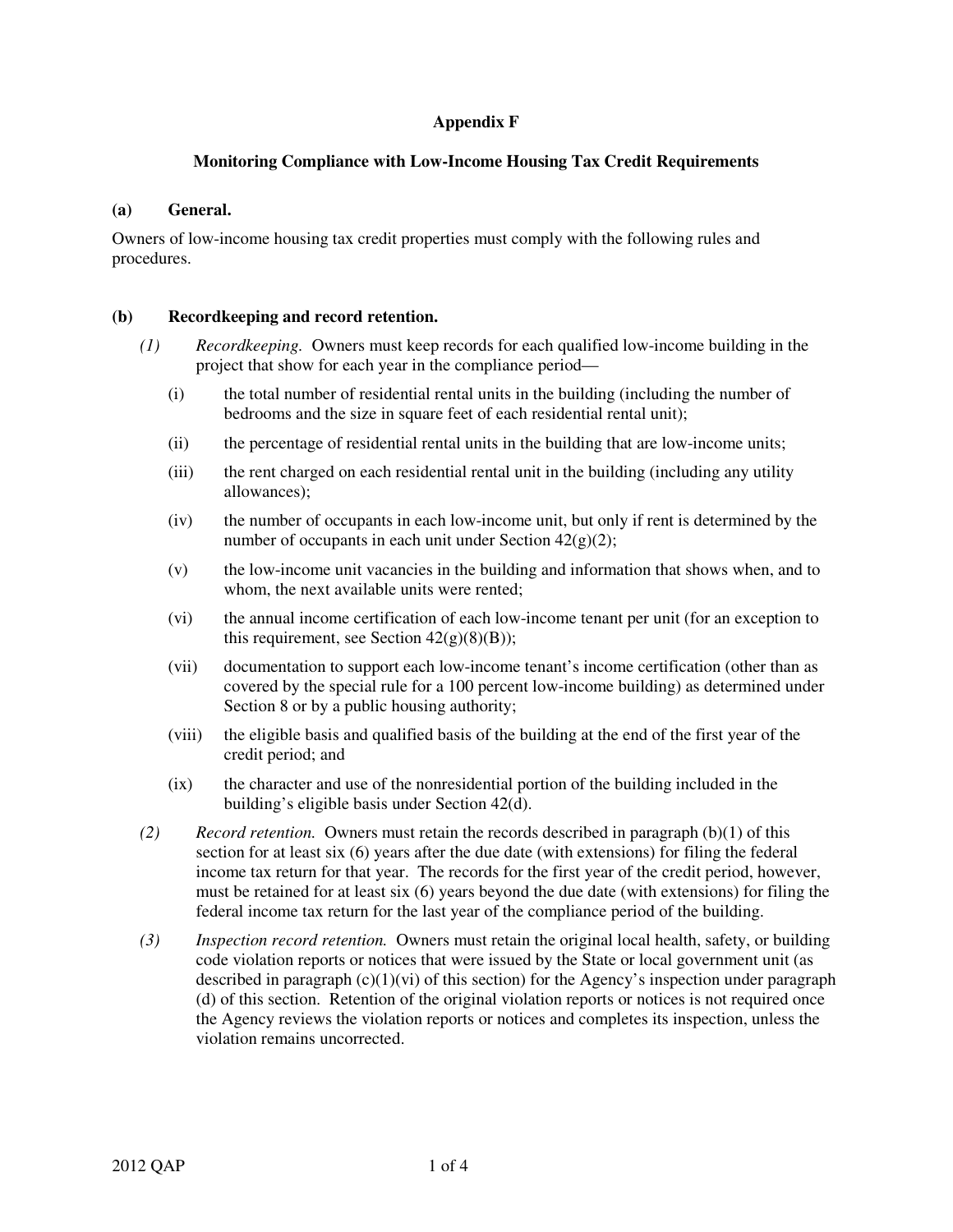# Appendix F

## Monitoring Compliance with Low-Income Housing Tax Credit Requirements

### (a) General.

Owners of low-income housing tax credit properties must comply with the following rules and procedures.

### (b) Recordkeeping and record retention.

*(1)* *Recordkeeping.* Owners must keep records for each qualified low-income building in the project that show for each year in the compliance period—

- (i) the total number of residential rental units in the building (including the number of bedrooms and the size in square feet of each residential rental unit);
- (ii) the percentage of residential rental units in the building that are low-income units;
- (iii) the rent charged on each residential rental unit in the building (including any utility allowances);
- (iv) the number of occupants in each low-income unit, but only if rent is determined by the number of occupants in each unit under Section 42(g)(2);
- (v) the low-income unit vacancies in the building and information that shows when, and to whom, the next available units were rented;
- (vi) the annual income certification of each low-income tenant per unit (for an exception to this requirement, see Section 42(g)(8)(B));
- (vii) documentation to support each low-income tenant's income certification (other than as covered by the special rule for a 100 percent low-income building) as determined under Section 8 or by a public housing authority;
- (viii) the eligible basis and qualified basis of the building at the end of the first year of the credit period; and
- (ix) the character and use of the nonresidential portion of the building included in the building's eligible basis under Section 42(d).

*(2)* *Record retention.* Owners must retain the records described in paragraph (b)(1) of this section for at least six (6) years after the due date (with extensions) for filing the federal income tax return for that year. The records for the first year of the credit period, however, must be retained for at least six (6) years beyond the due date (with extensions) for filing the federal income tax return for the last year of the compliance period of the building.

*(3)* *Inspection record retention.* Owners must retain the original local health, safety, or building code violation reports or notices that were issued by the State or local government unit (as described in paragraph (c)(1)(vi) of this section) for the Agency's inspection under paragraph (d) of this section. Retention of the original violation reports or notices is not required once the Agency reviews the violation reports or notices and completes its inspection, unless the violation remains uncorrected.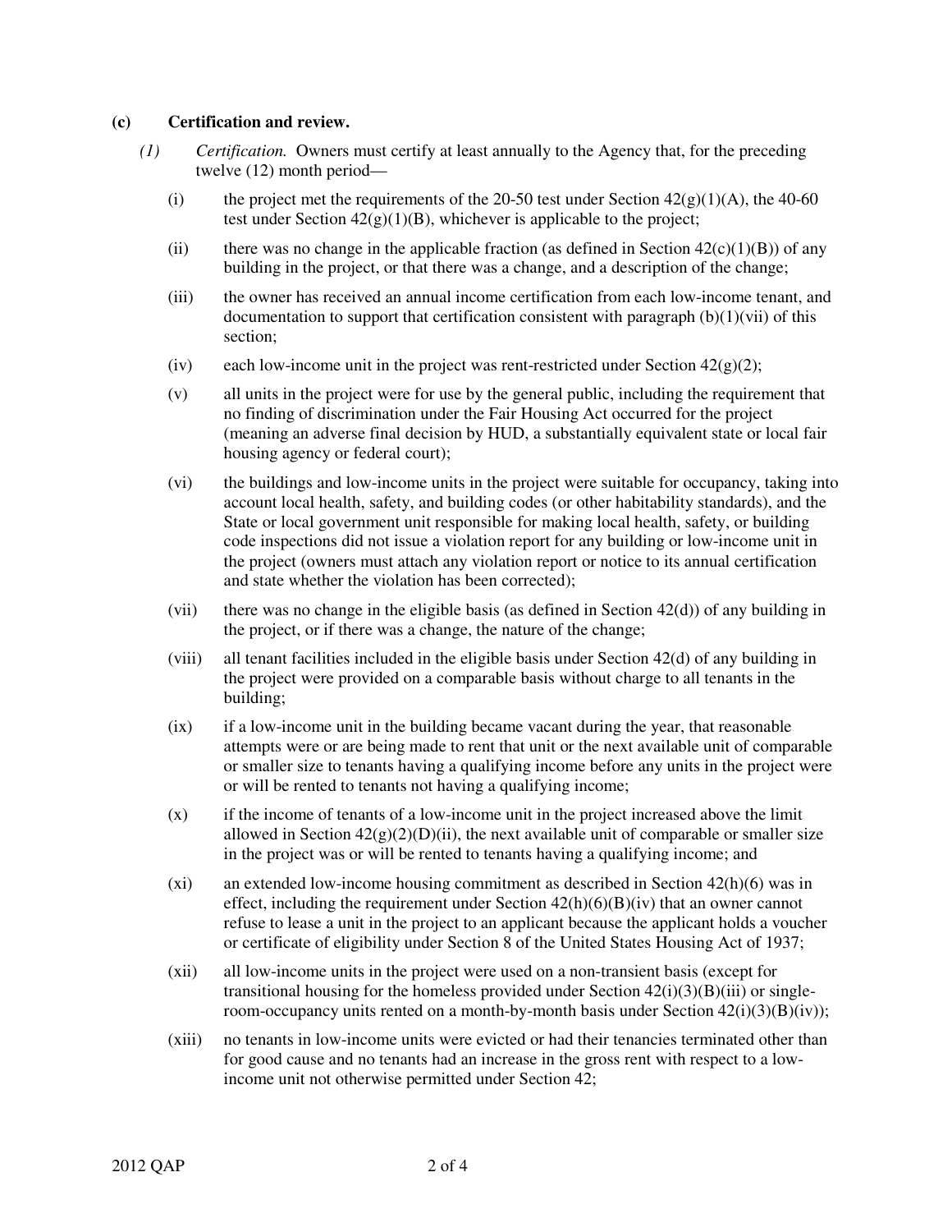**(c) Certification and review.**

*(1) Certification.* Owners must certify at least annually to the Agency that, for the preceding twelve (12) month period—

(i) the project met the requirements of the 20-50 test under Section 42(g)(1)(A), the 40-60 test under Section 42(g)(1)(B), whichever is applicable to the project;

(ii) there was no change in the applicable fraction (as defined in Section 42(c)(1)(B)) of any building in the project, or that there was a change, and a description of the change;

(iii) the owner has received an annual income certification from each low-income tenant, and documentation to support that certification consistent with paragraph (b)(1)(vii) of this section;

(iv) each low-income unit in the project was rent-restricted under Section 42(g)(2);

(v) all units in the project were for use by the general public, including the requirement that no finding of discrimination under the Fair Housing Act occurred for the project (meaning an adverse final decision by HUD, a substantially equivalent state or local fair housing agency or federal court);

(vi) the buildings and low-income units in the project were suitable for occupancy, taking into account local health, safety, and building codes (or other habitability standards), and the State or local government unit responsible for making local health, safety, or building code inspections did not issue a violation report for any building or low-income unit in the project (owners must attach any violation report or notice to its annual certification and state whether the violation has been corrected);

(vii) there was no change in the eligible basis (as defined in Section 42(d)) of any building in the project, or if there was a change, the nature of the change;

(viii) all tenant facilities included in the eligible basis under Section 42(d) of any building in the project were provided on a comparable basis without charge to all tenants in the building;

(ix) if a low-income unit in the building became vacant during the year, that reasonable attempts were or are being made to rent that unit or the next available unit of comparable or smaller size to tenants having a qualifying income before any units in the project were or will be rented to tenants not having a qualifying income;

(x) if the income of tenants of a low-income unit in the project increased above the limit allowed in Section 42(g)(2)(D)(ii), the next available unit of comparable or smaller size in the project was or will be rented to tenants having a qualifying income; and

(xi) an extended low-income housing commitment as described in Section 42(h)(6) was in effect, including the requirement under Section 42(h)(6)(B)(iv) that an owner cannot refuse to lease a unit in the project to an applicant because the applicant holds a voucher or certificate of eligibility under Section 8 of the United States Housing Act of 1937;

(xii) all low-income units in the project were used on a non-transient basis (except for transitional housing for the homeless provided under Section 42(i)(3)(B)(iii) or single-room-occupancy units rented on a month-by-month basis under Section 42(i)(3)(B)(iv));

(xiii) no tenants in low-income units were evicted or had their tenancies terminated other than for good cause and no tenants had an increase in the gross rent with respect to a low-income unit not otherwise permitted under Section 42;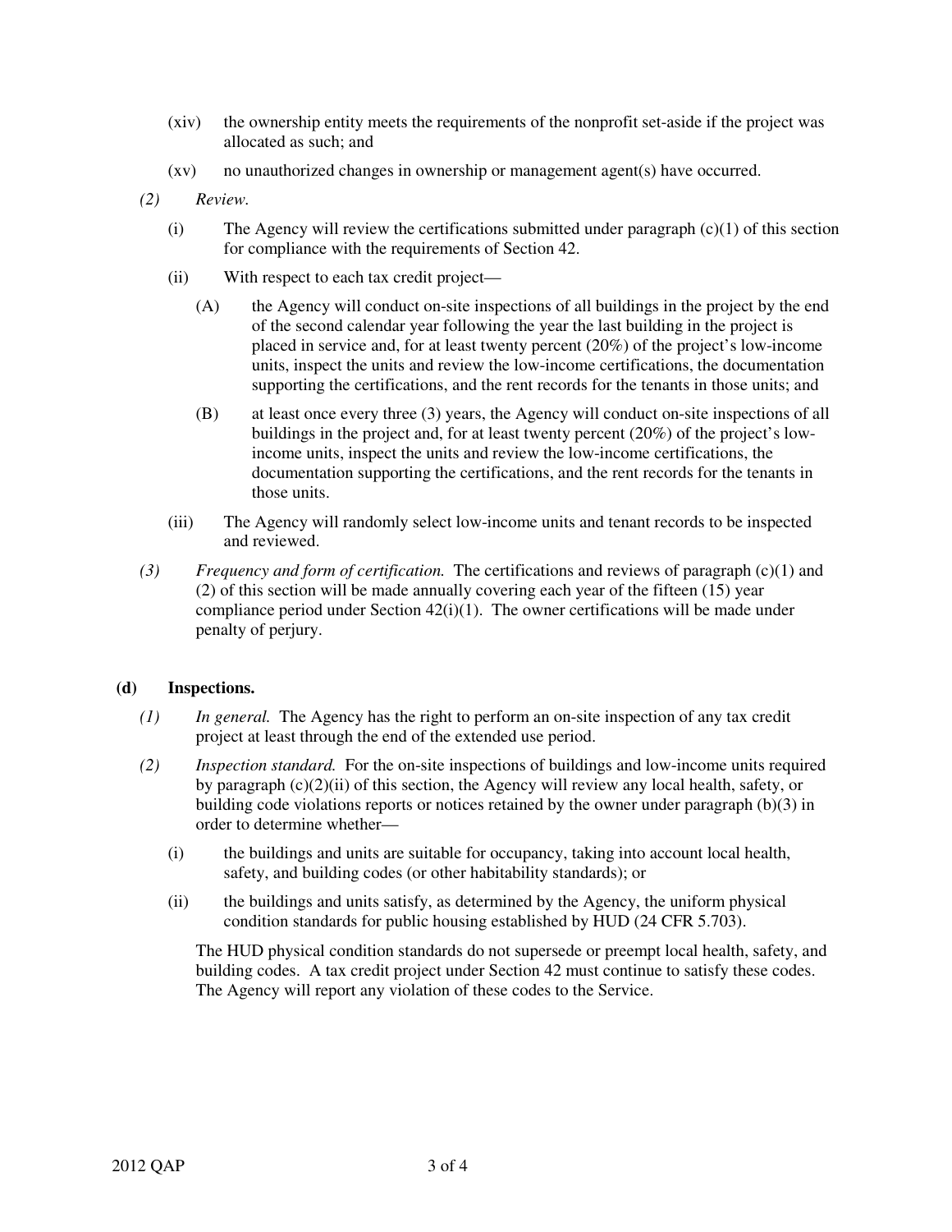(xiv) the ownership entity meets the requirements of the nonprofit set-aside if the project was allocated as such; and

(xv) no unauthorized changes in ownership or management agent(s) have occurred.

*(2) Review.*

(i) The Agency will review the certifications submitted under paragraph (c)(1) of this section for compliance with the requirements of Section 42.

(ii) With respect to each tax credit project—

(A) the Agency will conduct on-site inspections of all buildings in the project by the end of the second calendar year following the year the last building in the project is placed in service and, for at least twenty percent (20%) of the project's low-income units, inspect the units and review the low-income certifications, the documentation supporting the certifications, and the rent records for the tenants in those units; and

(B) at least once every three (3) years, the Agency will conduct on-site inspections of all buildings in the project and, for at least twenty percent (20%) of the project's low-income units, inspect the units and review the low-income certifications, the documentation supporting the certifications, and the rent records for the tenants in those units.

(iii) The Agency will randomly select low-income units and tenant records to be inspected and reviewed.

*(3) Frequency and form of certification.* The certifications and reviews of paragraph (c)(1) and (2) of this section will be made annually covering each year of the fifteen (15) year compliance period under Section 42(i)(1). The owner certifications will be made under penalty of perjury.

**(d) Inspections.**

*(1) In general.* The Agency has the right to perform an on-site inspection of any tax credit project at least through the end of the extended use period.

*(2) Inspection standard.* For the on-site inspections of buildings and low-income units required by paragraph (c)(2)(ii) of this section, the Agency will review any local health, safety, or building code violations reports or notices retained by the owner under paragraph (b)(3) in order to determine whether—

(i) the buildings and units are suitable for occupancy, taking into account local health, safety, and building codes (or other habitability standards); or

(ii) the buildings and units satisfy, as determined by the Agency, the uniform physical condition standards for public housing established by HUD (24 CFR 5.703).

The HUD physical condition standards do not supersede or preempt local health, safety, and building codes. A tax credit project under Section 42 must continue to satisfy these codes. The Agency will report any violation of these codes to the Service.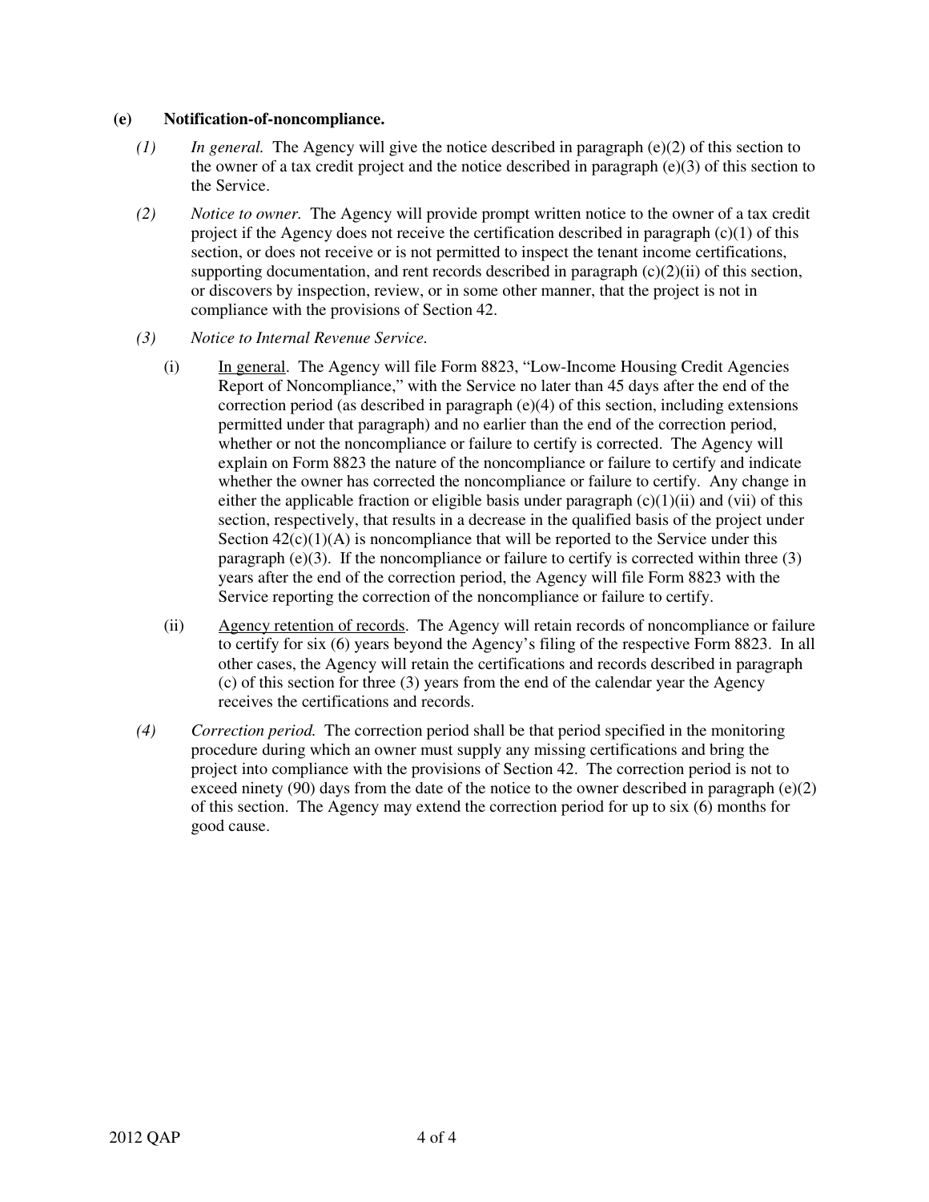**(e) Notification-of-noncompliance.**

*(1) In general.* The Agency will give the notice described in paragraph (e)(2) of this section to the owner of a tax credit project and the notice described in paragraph (e)(3) of this section to the Service.

*(2) Notice to owner.* The Agency will provide prompt written notice to the owner of a tax credit project if the Agency does not receive the certification described in paragraph (c)(1) of this section, or does not receive or is not permitted to inspect the tenant income certifications, supporting documentation, and rent records described in paragraph (c)(2)(ii) of this section, or discovers by inspection, review, or in some other manner, that the project is not in compliance with the provisions of Section 42.

*(3) Notice to Internal Revenue Service.*

(i) In general. The Agency will file Form 8823, "Low-Income Housing Credit Agencies Report of Noncompliance," with the Service no later than 45 days after the end of the correction period (as described in paragraph (e)(4) of this section, including extensions permitted under that paragraph) and no earlier than the end of the correction period, whether or not the noncompliance or failure to certify is corrected. The Agency will explain on Form 8823 the nature of the noncompliance or failure to certify and indicate whether the owner has corrected the noncompliance or failure to certify. Any change in either the applicable fraction or eligible basis under paragraph (c)(1)(ii) and (vii) of this section, respectively, that results in a decrease in the qualified basis of the project under Section 42(c)(1)(A) is noncompliance that will be reported to the Service under this paragraph (e)(3). If the noncompliance or failure to certify is corrected within three (3) years after the end of the correction period, the Agency will file Form 8823 with the Service reporting the correction of the noncompliance or failure to certify.

(ii) Agency retention of records. The Agency will retain records of noncompliance or failure to certify for six (6) years beyond the Agency's filing of the respective Form 8823. In all other cases, the Agency will retain the certifications and records described in paragraph (c) of this section for three (3) years from the end of the calendar year the Agency receives the certifications and records.

*(4) Correction period.* The correction period shall be that period specified in the monitoring procedure during which an owner must supply any missing certifications and bring the project into compliance with the provisions of Section 42. The correction period is not to exceed ninety (90) days from the date of the notice to the owner described in paragraph (e)(2) of this section. The Agency may extend the correction period for up to six (6) months for good cause.